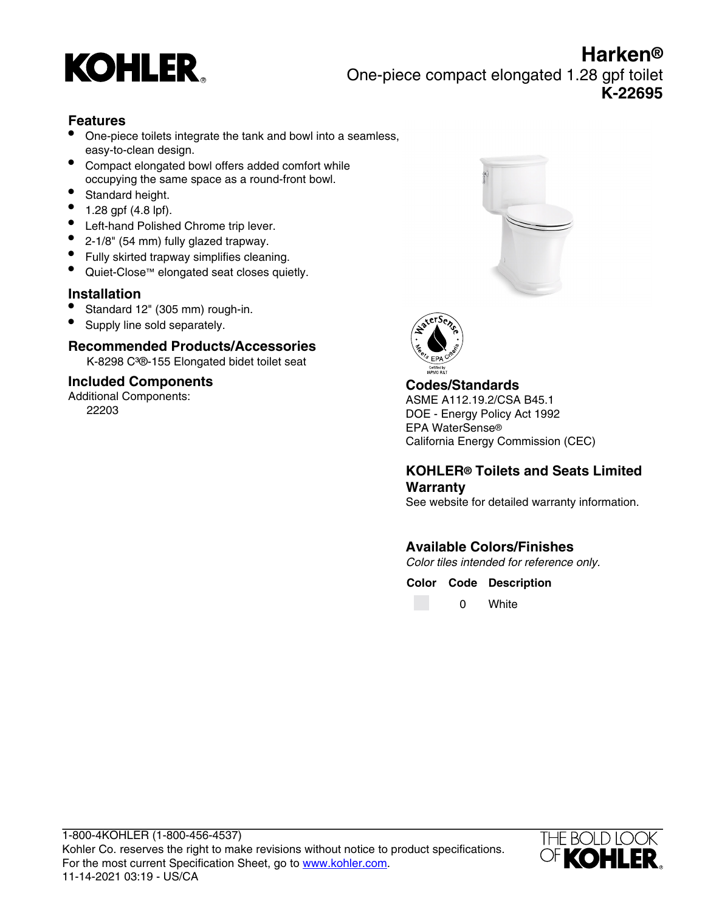# Harken®

One-piece compact elongated 1.28 gpf toilet

**K-22695**

## Features

- One-piece toilets integrate the tank and bowl into a seamless, easy-to-clean design.
- Compact elongated bowl offers added comfort while occupying the same space as a round-front bowl.
- Standard height.
- 1.28 gpf (4.8 lpf).
- Left-hand Polished Chrome trip lever.
- 2-1/8" (54 mm) fully glazed trapway.
- Fully skirted trapway simplifies cleaning.
- Quiet-Close™ elongated seat closes quietly.

## Installation

- Standard 12" (305 mm) rough-in.
- Supply line sold separately.

## Recommended Products/Accessories

K-8298 C³®-155 Elongated bidet toilet seat

## Included Components

Additional Components:

22203

## Codes/Standards

ASME A112.19.2/CSA B45.1
DOE - Energy Policy Act 1992
EPA WaterSense®
California Energy Commission (CEC)

## KOHLER® Toilets and Seats Limited Warranty

See website for detailed warranty information.

## Available Colors/Finishes

*Color tiles intended for reference only.*

| Color | Code | Description |
|---|---|---|
| | 0 | White |

1-800-4KOHLER (1-800-456-4537)
Kohler Co. reserves the right to make revisions without notice to product specifications.
For the most current Specification Sheet, go to www.kohler.com.
11-14-2021 03:19 - US/CA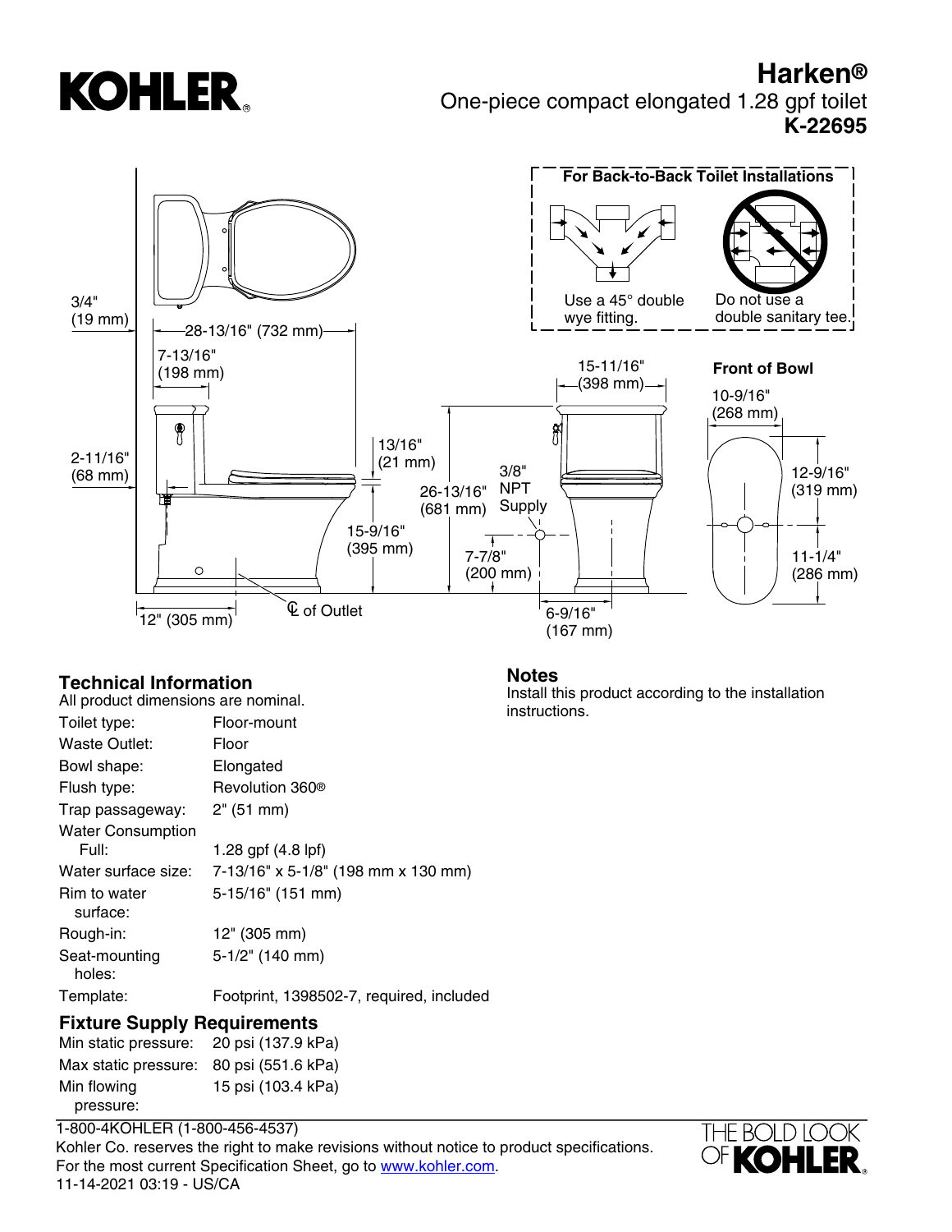# Harken®

One-piece compact elongated 1.28 gpf toilet

**K-22695**

**For Back-to-Back Toilet Installations**

Use a 45° double wye fitting.

Do not use a double sanitary tee.

3/4"
(19 mm)

28-13/16" (732 mm)

7-13/16"
(198 mm)

2-11/16"
(68 mm)

13/16"
(21 mm)

26-13/16"
(681 mm)

15-9/16"
(395 mm)

12" (305 mm)

℄ of Outlet

15-11/16"
(398 mm)

3/8"
NPT
Supply

7-7/8"
(200 mm)

6-9/16"
(167 mm)

**Front of Bowl**

10-9/16"
(268 mm)

12-9/16"
(319 mm)

11-1/4"
(286 mm)

## Technical Information

All product dimensions are nominal.

| | |
|---|---|
| Toilet type: | Floor-mount |
| Waste Outlet: | Floor |
| Bowl shape: | Elongated |
| Flush type: | Revolution 360® |
| Trap passageway: | 2" (51 mm) |
| Water Consumption Full: | 1.28 gpf (4.8 lpf) |
| Water surface size: | 7-13/16" x 5-1/8" (198 mm x 130 mm) |
| Rim to water surface: | 5-15/16" (151 mm) |
| Rough-in: | 12" (305 mm) |
| Seat-mounting holes: | 5-1/2" (140 mm) |
| Template: | Footprint, 1398502-7, required, included |

## Fixture Supply Requirements

| | |
|---|---|
| Min static pressure: | 20 psi (137.9 kPa) |
| Max static pressure: | 80 psi (551.6 kPa) |
| Min flowing pressure: | 15 psi (103.4 kPa) |

## Notes

Install this product according to the installation instructions.

1-800-4KOHLER (1-800-456-4537)

Kohler Co. reserves the right to make revisions without notice to product specifications.

For the most current Specification Sheet, go to www.kohler.com.

11-14-2021 03:19 - US/CA